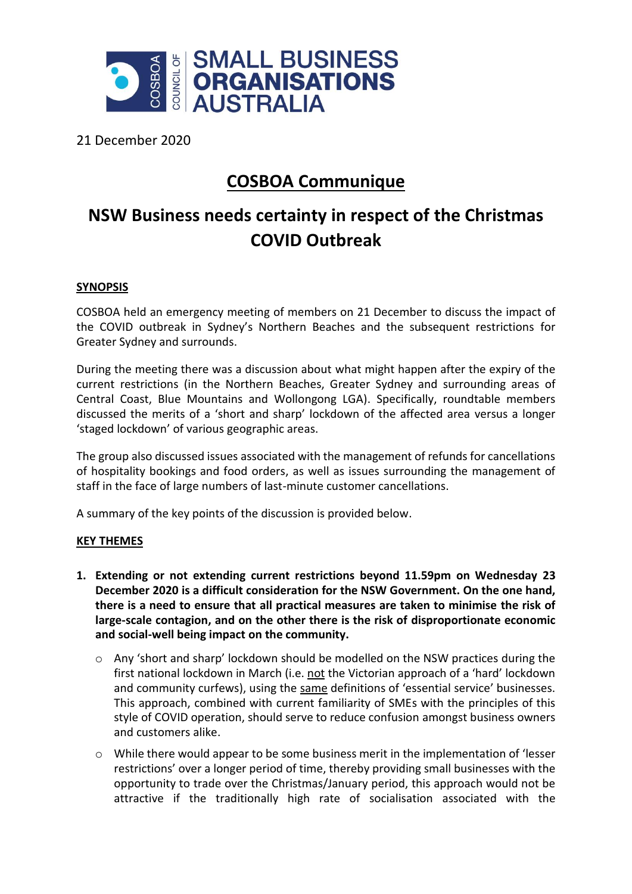21 December 2020

# COSBOA Communique

# NSW Business needs certainty in respect of the Christmas COVID Outbreak

## SYNOPSIS

COSBOA held an emergency meeting of members on 21 December to discuss the impact of the COVID outbreak in Sydney's Northern Beaches and the subsequent restrictions for Greater Sydney and surrounds.

During the meeting there was a discussion about what might happen after the expiry of the current restrictions (in the Northern Beaches, Greater Sydney and surrounding areas of Central Coast, Blue Mountains and Wollongong LGA). Specifically, roundtable members discussed the merits of a 'short and sharp' lockdown of the affected area versus a longer 'staged lockdown' of various geographic areas.

The group also discussed issues associated with the management of refunds for cancellations of hospitality bookings and food orders, as well as issues surrounding the management of staff in the face of large numbers of last-minute customer cancellations.

A summary of the key points of the discussion is provided below.

## KEY THEMES

1. **Extending or not extending current restrictions beyond 11.59pm on Wednesday 23 December 2020 is a difficult consideration for the NSW Government. On the one hand, there is a need to ensure that all practical measures are taken to minimise the risk of large-scale contagion, and on the other there is the risk of disproportionate economic and social-well being impact on the community.**
   - Any 'short and sharp' lockdown should be modelled on the NSW practices during the first national lockdown in March (i.e. not the Victorian approach of a 'hard' lockdown and community curfews), using the same definitions of 'essential service' businesses. This approach, combined with current familiarity of SMEs with the principles of this style of COVID operation, should serve to reduce confusion amongst business owners and customers alike.
   - While there would appear to be some business merit in the implementation of 'lesser restrictions' over a longer period of time, thereby providing small businesses with the opportunity to trade over the Christmas/January period, this approach would not be attractive if the traditionally high rate of socialisation associated with the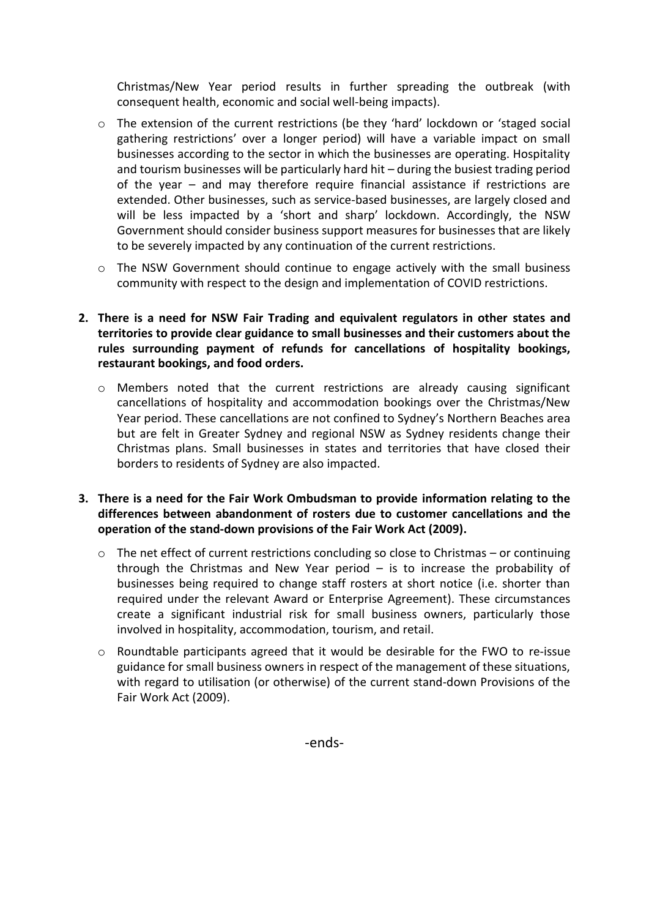Christmas/New Year period results in further spreading the outbreak (with consequent health, economic and social well-being impacts).

- The extension of the current restrictions (be they 'hard' lockdown or 'staged social gathering restrictions' over a longer period) will have a variable impact on small businesses according to the sector in which the businesses are operating. Hospitality and tourism businesses will be particularly hard hit – during the busiest trading period of the year – and may therefore require financial assistance if restrictions are extended. Other businesses, such as service-based businesses, are largely closed and will be less impacted by a 'short and sharp' lockdown. Accordingly, the NSW Government should consider business support measures for businesses that are likely to be severely impacted by any continuation of the current restrictions.
- The NSW Government should continue to engage actively with the small business community with respect to the design and implementation of COVID restrictions.

2. **There is a need for NSW Fair Trading and equivalent regulators in other states and territories to provide clear guidance to small businesses and their customers about the rules surrounding payment of refunds for cancellations of hospitality bookings, restaurant bookings, and food orders.**
   - Members noted that the current restrictions are already causing significant cancellations of hospitality and accommodation bookings over the Christmas/New Year period. These cancellations are not confined to Sydney's Northern Beaches area but are felt in Greater Sydney and regional NSW as Sydney residents change their Christmas plans. Small businesses in states and territories that have closed their borders to residents of Sydney are also impacted.

3. **There is a need for the Fair Work Ombudsman to provide information relating to the differences between abandonment of rosters due to customer cancellations and the operation of the stand-down provisions of the Fair Work Act (2009).**
   - The net effect of current restrictions concluding so close to Christmas – or continuing through the Christmas and New Year period – is to increase the probability of businesses being required to change staff rosters at short notice (i.e. shorter than required under the relevant Award or Enterprise Agreement). These circumstances create a significant industrial risk for small business owners, particularly those involved in hospitality, accommodation, tourism, and retail.
   - Roundtable participants agreed that it would be desirable for the FWO to re-issue guidance for small business owners in respect of the management of these situations, with regard to utilisation (or otherwise) of the current stand-down Provisions of the Fair Work Act (2009).

-ends-